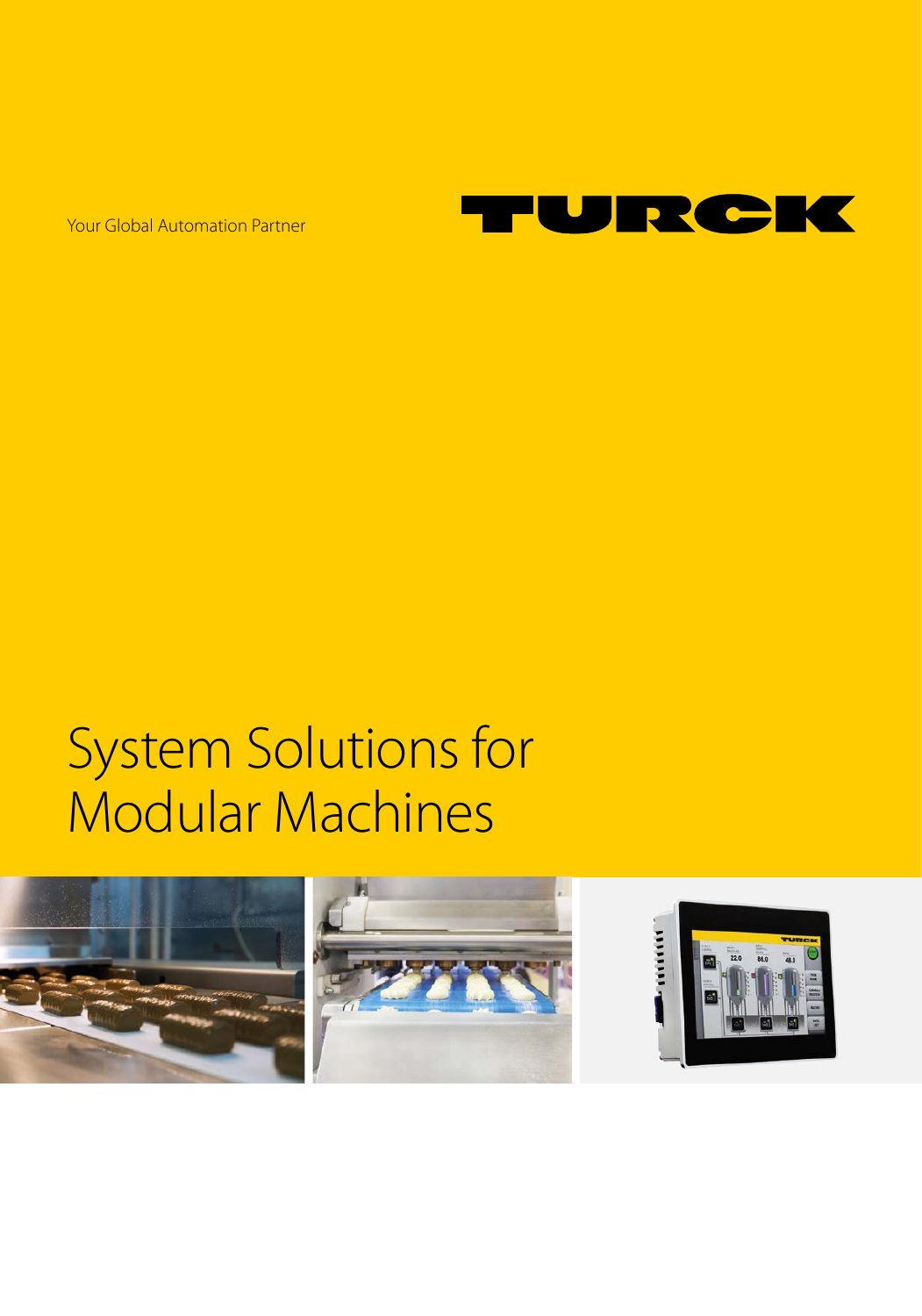Your Global Automation Partner

TURCK

# System Solutions for Modular Machines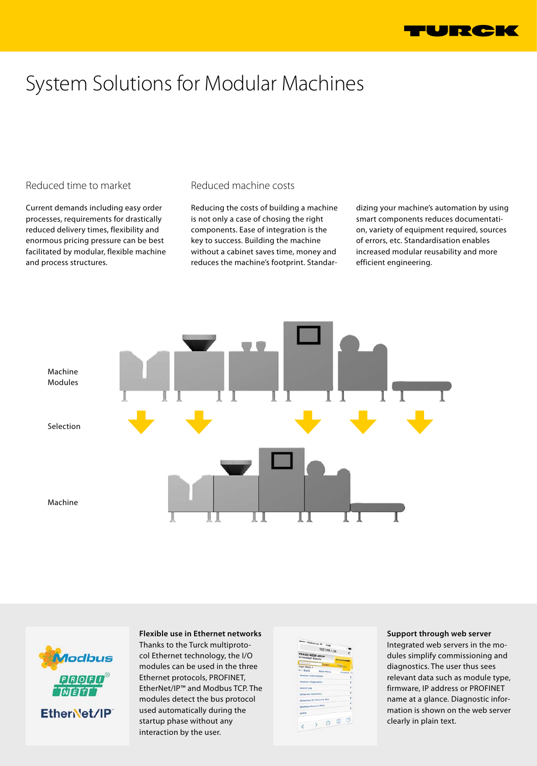# System Solutions for Modular Machines

## Reduced time to market

Current demands including easy order processes, requirements for drastically reduced delivery times, flexibility and enormous pricing pressure can be best facilitated by modular, flexible machine and process structures.

## Reduced machine costs

Reducing the costs of building a machine is not only a case of chosing the right components. Ease of integration is the key to success. Building the machine without a cabinet saves time, money and reduces the machine's footprint. Standardizing your machine's automation by using smart components reduces documentation, variety of equipment required, sources of errors, etc. Standardisation enables increased modular reusability and more efficient engineering.

Machine Modules

Selection

Machine

**Flexible use in Ethernet networks**
Thanks to the Turck multiprotocol Ethernet technology, the I/O modules can be used in the three Ethernet protocols, PROFINET, EtherNet/IP™ and Modbus TCP. The modules detect the bus protocol used automatically during the startup phase without any interaction by the user.

**Support through web server**
Integrated web servers in the modules simplify commissioning and diagnostics. The user thus sees relevant data such as module type, firmware, IP address or PROFINET name at a glance. Diagnostic information is shown on the web server clearly in plain text.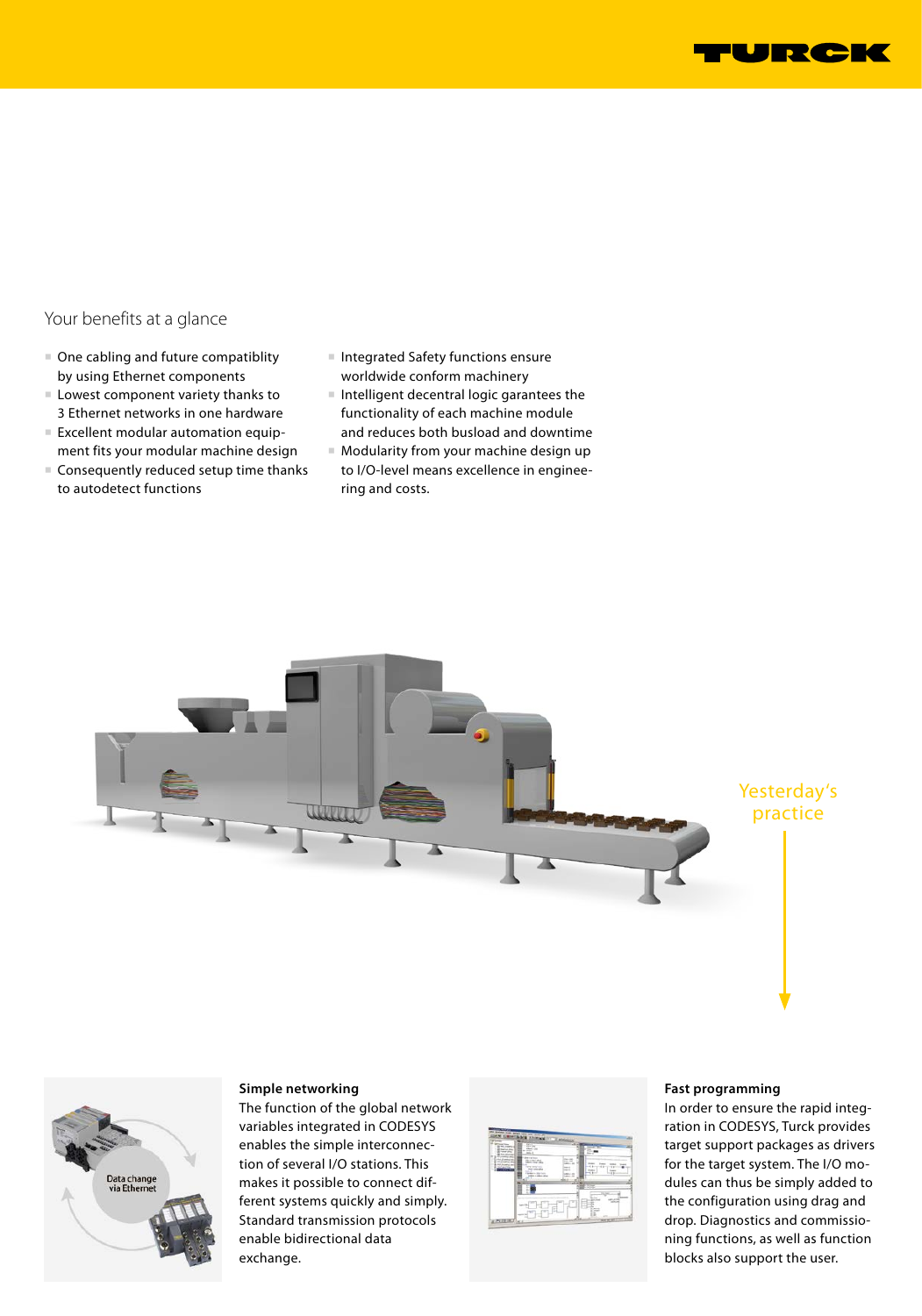## Your benefits at a glance

- One cabling and future compatiblity by using Ethernet components
- Lowest component variety thanks to 3 Ethernet networks in one hardware
- Excellent modular automation equipment fits your modular machine design
- Consequently reduced setup time thanks to autodetect functions
- Integrated Safety functions ensure worldwide conform machinery
- Intelligent decentral logic garantees the functionality of each machine module and reduces both busload and downtime
- Modularity from your machine design up to I/O-level means excellence in engineering and costs.

Yesterday's practice

**Simple networking**
The function of the global network variables integrated in CODESYS enables the simple interconnection of several I/O stations. This makes it possible to connect different systems quickly and simply. Standard transmission protocols enable bidirectional data exchange.

**Fast programming**
In order to ensure the rapid integration in CODESYS, Turck provides target support packages as drivers for the target system. The I/O modules can thus be simply added to the configuration using drag and drop. Diagnostics and commissioning functions, as well as function blocks also support the user.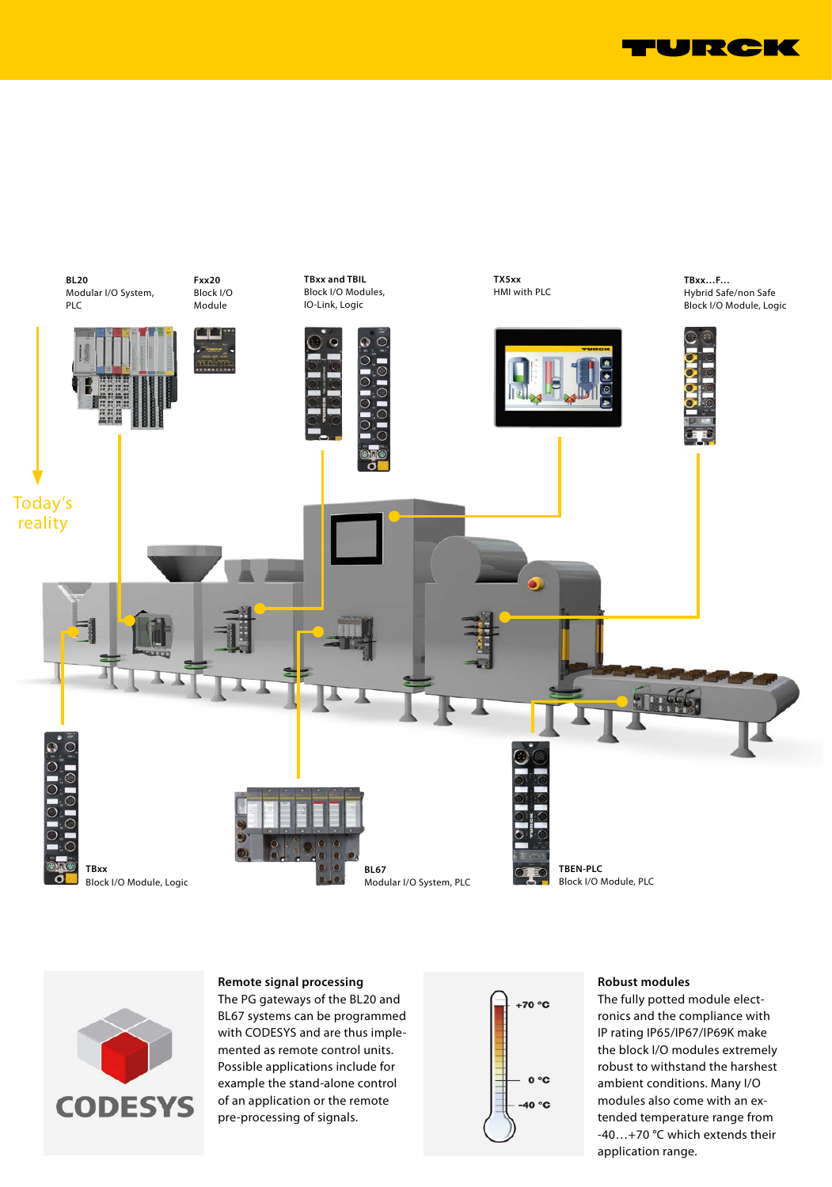**BL20**
Modular I/O System, PLC

**Fxx20**
Block I/O Module

**TBxx and TBIL**
Block I/O Modules, IO-Link, Logic

**TX5xx**
HMI with PLC

**TBxx…F…**
Hybrid Safe/non Safe Block I/O Module, Logic

Today's reality

**TBxx**
Block I/O Module, Logic

**BL67**
Modular I/O System, PLC

**TBEN-PLC**
Block I/O Module, PLC

### Remote signal processing

The PG gateways of the BL20 and BL67 systems can be programmed with CODESYS and are thus implemented as remote control units. Possible applications include for example the stand-alone control of an application or the remote pre-processing of signals.

### Robust modules

The fully potted module electronics and the compliance with IP rating IP65/IP67/IP69K make the block I/O modules extremely robust to withstand the harshest ambient conditions. Many I/O modules also come with an extended temperature range from -40…+70 °C which extends their application range.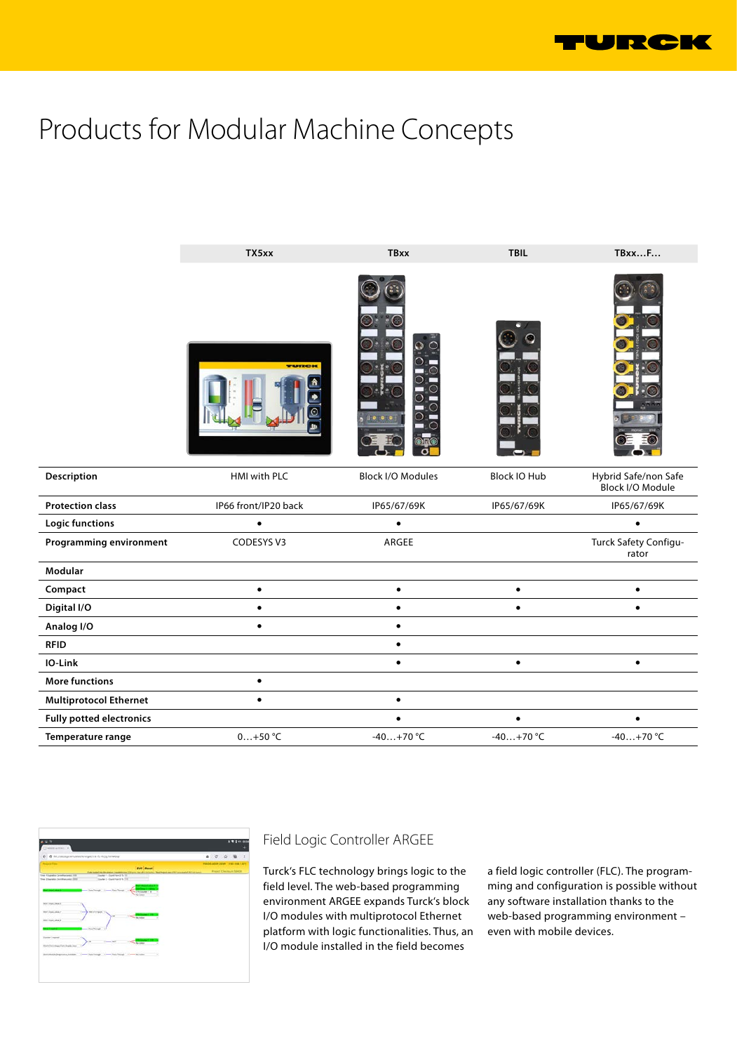# Products for Modular Machine Concepts

| | TX5xx | TBxx | TBIL | TBxx…F… |
|---|---|---|---|---|
| Description | HMI with PLC | Block I/O Modules | Block IO Hub | Hybrid Safe/non Safe Block I/O Module |
| Protection class | IP66 front/IP20 back | IP65/67/69K | IP65/67/69K | IP65/67/69K |
| Logic functions | • | • | | • |
| Programming environment | CODESYS V3 | ARGEE | | Turck Safety Configurator |
| Modular | | | | |
| Compact | • | • | • | • |
| Digital I/O | • | • | • | • |
| Analog I/O | • | • | | |
| RFID | | • | | |
| IO-Link | | • | • | • |
| More functions | • | | | |
| Multiprotocol Ethernet | • | • | | |
| Fully potted electronics | | • | • | • |
| Temperature range | 0…+50 °C | -40…+70 °C | -40…+70 °C | -40…+70 °C |

## Field Logic Controller ARGEE

Turck's FLC technology brings logic to the field level. The web-based programming environment ARGEE expands Turck's block I/O modules with multiprotocol Ethernet platform with logic functionalities. Thus, an I/O module installed in the field becomes a field logic controller (FLC). The programming and configuration is possible without any software installation thanks to the web-based programming environment – even with mobile devices.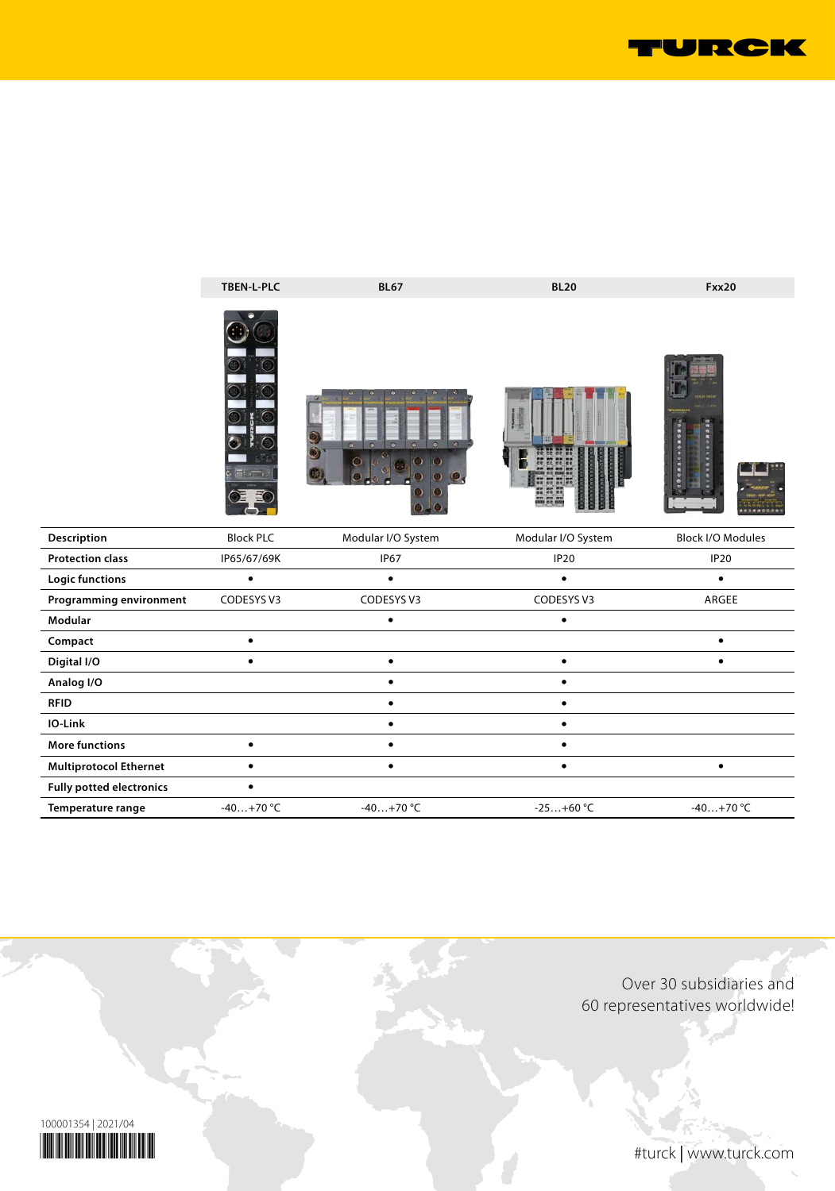| | TBEN-L-PLC | BL67 | BL20 | Fxx20 |
|---|---|---|---|---|
| Description | Block PLC | Modular I/O System | Modular I/O System | Block I/O Modules |
| Protection class | IP65/67/69K | IP67 | IP20 | IP20 |
| Logic functions | • | • | • | • |
| Programming environment | CODESYS V3 | CODESYS V3 | CODESYS V3 | ARGEE |
| Modular | | • | • | |
| Compact | • | | | • |
| Digital I/O | • | • | • | • |
| Analog I/O | | • | • | |
| RFID | | • | • | |
| IO-Link | | • | • | |
| More functions | • | • | • | |
| Multiprotocol Ethernet | • | • | • | • |
| Fully potted electronics | • | | | |
| Temperature range | -40…+70 °C | -40…+70 °C | -25…+60 °C | -40…+70 °C |

Over 30 subsidiaries and
60 representatives worldwide!

100001354 | 2021/04

#turck | www.turck.com